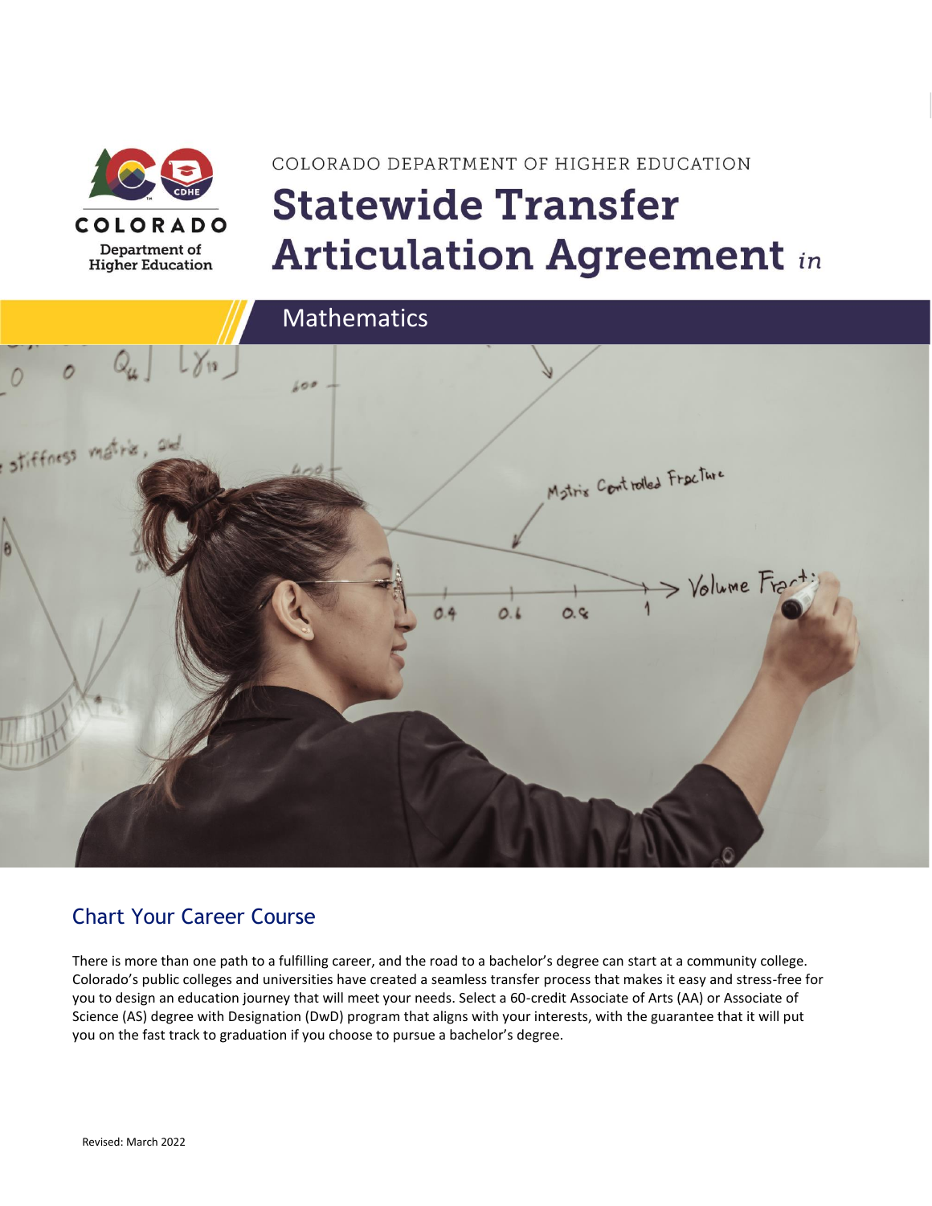COLORADO DEPARTMENT OF HIGHER EDUCATION

# Statewide Transfer Articulation Agreement *in*

## Mathematics

## Chart Your Career Course

There is more than one path to a fulfilling career, and the road to a bachelor's degree can start at a community college. Colorado's public colleges and universities have created a seamless transfer process that makes it easy and stress-free for you to design an education journey that will meet your needs. Select a 60-credit Associate of Arts (AA) or Associate of Science (AS) degree with Designation (DwD) program that aligns with your interests, with the guarantee that it will put you on the fast track to graduation if you choose to pursue a bachelor's degree.

Revised: March 2022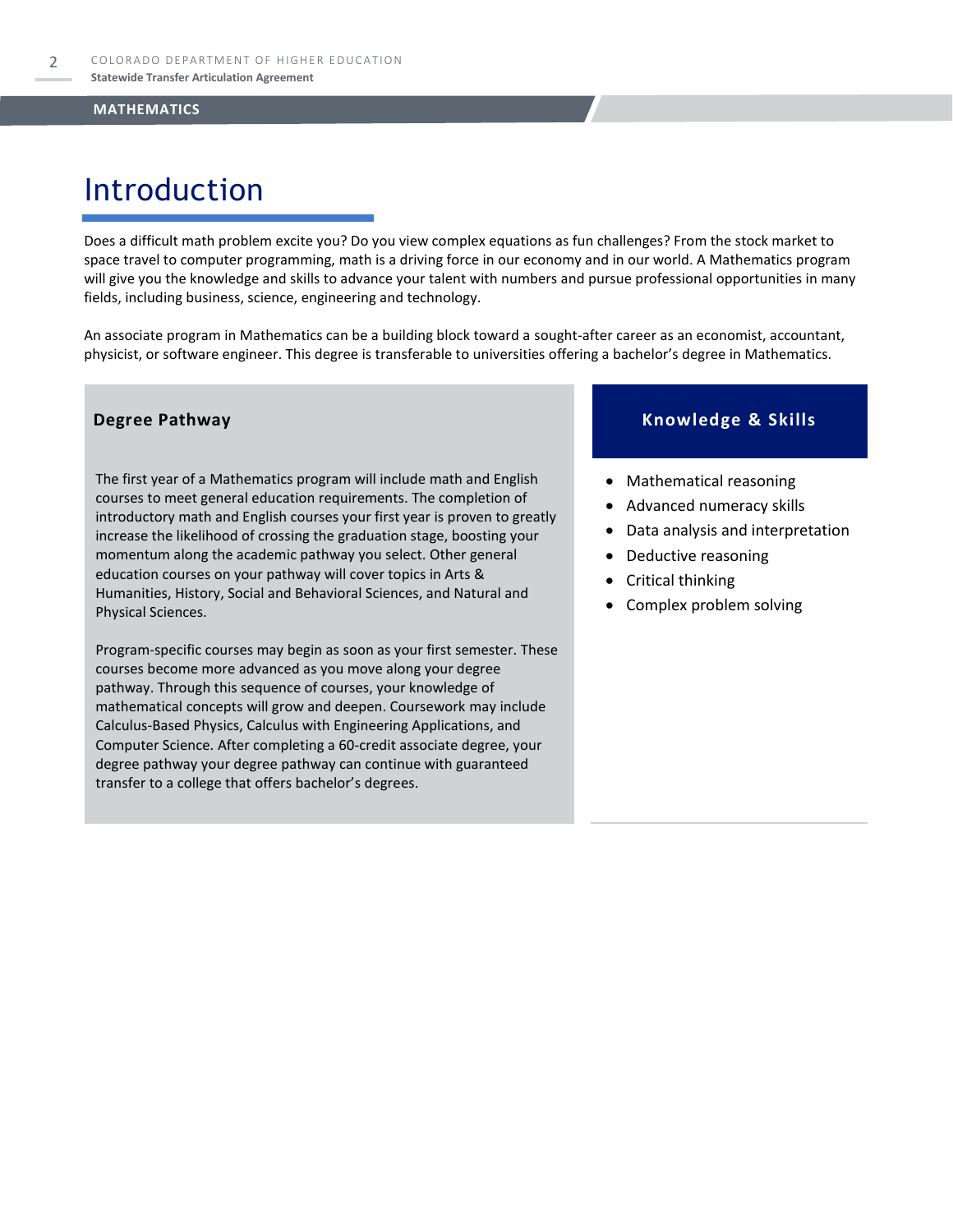# Introduction

Does a difficult math problem excite you? Do you view complex equations as fun challenges? From the stock market to space travel to computer programming, math is a driving force in our economy and in our world. A Mathematics program will give you the knowledge and skills to advance your talent with numbers and pursue professional opportunities in many fields, including business, science, engineering and technology.

An associate program in Mathematics can be a building block toward a sought-after career as an economist, accountant, physicist, or software engineer. This degree is transferable to universities offering a bachelor's degree in Mathematics.

## Degree Pathway

The first year of a Mathematics program will include math and English courses to meet general education requirements. The completion of introductory math and English courses your first year is proven to greatly increase the likelihood of crossing the graduation stage, boosting your momentum along the academic pathway you select. Other general education courses on your pathway will cover topics in Arts & Humanities, History, Social and Behavioral Sciences, and Natural and Physical Sciences.

Program-specific courses may begin as soon as your first semester. These courses become more advanced as you move along your degree pathway. Through this sequence of courses, your knowledge of mathematical concepts will grow and deepen. Coursework may include Calculus-Based Physics, Calculus with Engineering Applications, and Computer Science. After completing a 60-credit associate degree, your degree pathway your degree pathway can continue with guaranteed transfer to a college that offers bachelor's degrees.

## Knowledge & Skills

- Mathematical reasoning
- Advanced numeracy skills
- Data analysis and interpretation
- Deductive reasoning
- Critical thinking
- Complex problem solving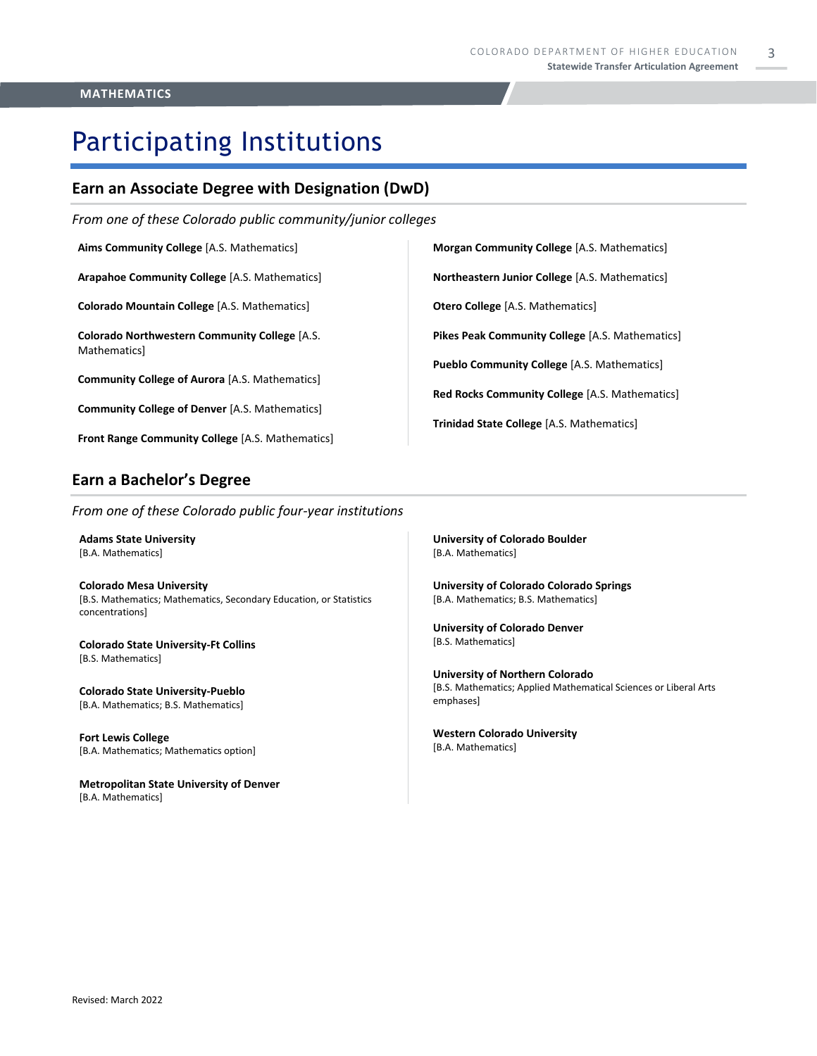**MATHEMATICS**

# Participating Institutions

## Earn an Associate Degree with Designation (DwD)

*From one of these Colorado public community/junior colleges*

**Aims Community College** [A.S. Mathematics]

**Arapahoe Community College** [A.S. Mathematics]

**Colorado Mountain College** [A.S. Mathematics]

**Colorado Northwestern Community College** [A.S. Mathematics]

**Community College of Aurora** [A.S. Mathematics]

**Community College of Denver** [A.S. Mathematics]

**Front Range Community College** [A.S. Mathematics]

**Morgan Community College** [A.S. Mathematics]

**Northeastern Junior College** [A.S. Mathematics]

**Otero College** [A.S. Mathematics]

**Pikes Peak Community College** [A.S. Mathematics]

**Pueblo Community College** [A.S. Mathematics]

**Red Rocks Community College** [A.S. Mathematics]

**Trinidad State College** [A.S. Mathematics]

## Earn a Bachelor's Degree

*From one of these Colorado public four-year institutions*

**Adams State University**
[B.A. Mathematics]

**Colorado Mesa University**
[B.S. Mathematics; Mathematics, Secondary Education, or Statistics concentrations]

**Colorado State University-Ft Collins**
[B.S. Mathematics]

**Colorado State University-Pueblo**
[B.A. Mathematics; B.S. Mathematics]

**Fort Lewis College**
[B.A. Mathematics; Mathematics option]

**Metropolitan State University of Denver**
[B.A. Mathematics]

**University of Colorado Boulder**
[B.A. Mathematics]

**University of Colorado Colorado Springs**
[B.A. Mathematics; B.S. Mathematics]

**University of Colorado Denver**
[B.S. Mathematics]

**University of Northern Colorado**
[B.S. Mathematics; Applied Mathematical Sciences or Liberal Arts emphases]

**Western Colorado University**
[B.A. Mathematics]

Revised: March 2022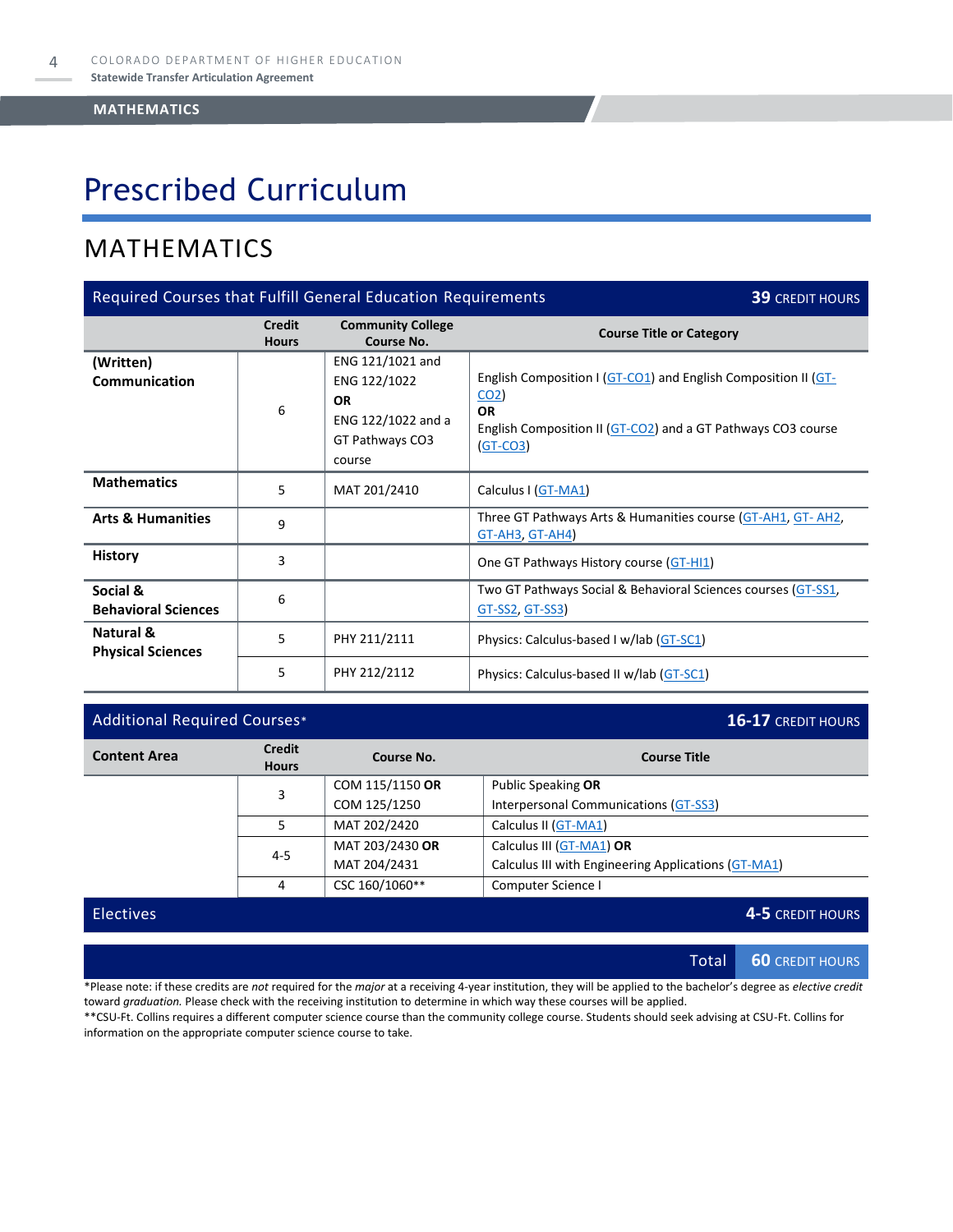# Prescribed Curriculum

## MATHEMATICS

| Required Courses that Fulfill General Education Requirements | | | 39 CREDIT HOURS |
|---|---|---|---|
| | **Credit Hours** | **Community College Course No.** | **Course Title or Category** |
| **(Written) Communication** | 6 | ENG 121/1021 and ENG 122/1022 **OR** ENG 122/1022 and a GT Pathways CO3 course | English Composition I (GT-CO1) and English Composition II (GT-CO2) **OR** English Composition II (GT-CO2) and a GT Pathways CO3 course (GT-CO3) |
| **Mathematics** | 5 | MAT 201/2410 | Calculus I (GT-MA1) |
| **Arts & Humanities** | 9 | | Three GT Pathways Arts & Humanities course (GT-AH1, GT- AH2, GT-AH3, GT-AH4) |
| **History** | 3 | | One GT Pathways History course (GT-HI1) |
| **Social & Behavioral Sciences** | 6 | | Two GT Pathways Social & Behavioral Sciences courses (GT-SS1, GT-SS2, GT-SS3) |
| **Natural & Physical Sciences** | 5 | PHY 211/2111 | Physics: Calculus-based I w/lab (GT-SC1) |
| | 5 | PHY 212/2112 | Physics: Calculus-based II w/lab (GT-SC1) |

| Additional Required Courses* | | | 16-17 CREDIT HOURS |
|---|---|---|---|
| **Content Area** | **Credit Hours** | **Course No.** | **Course Title** |
| | 3 | COM 115/1150 **OR** COM 125/1250 | Public Speaking **OR** Interpersonal Communications (GT-SS3) |
| | 5 | MAT 202/2420 | Calculus II (GT-MA1) |
| | 4-5 | MAT 203/2430 **OR** MAT 204/2431 | Calculus III (GT-MA1) **OR** Calculus III with Engineering Applications (GT-MA1) |
| | 4 | CSC 160/1060** | Computer Science I |
| **Electives** | | | **4-5** CREDIT HOURS |
| | | **Total** | **60** CREDIT HOURS |

*Please note: if these credits are *not* required for the *major* at a receiving 4-year institution, they will be applied to the bachelor's degree as *elective credit* toward *graduation.* Please check with the receiving institution to determine in which way these courses will be applied.

**CSU-Ft. Collins requires a different computer science course than the community college course. Students should seek advising at CSU-Ft. Collins for information on the appropriate computer science course to take.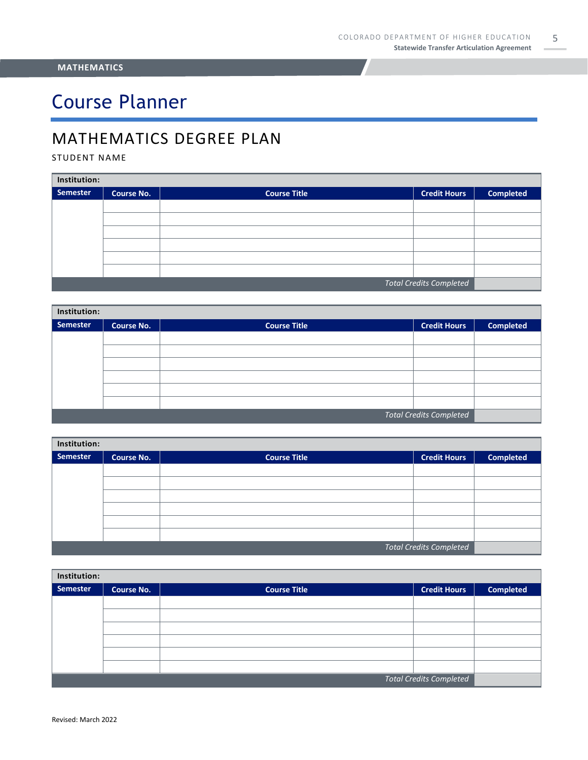**MATHEMATICS**

# Course Planner

## MATHEMATICS DEGREE PLAN

STUDENT NAME

| Institution: | | | | |
|---|---|---|---|---|
| **Semester** | **Course No.** | **Course Title** | **Credit Hours** | **Completed** |
| | | | | |
| | | | | |
| | | | | |
| | | | | |
| | | | | |
| | | | | |
| | | | *Total Credits Completed* | |

| Institution: | | | | |
|---|---|---|---|---|
| **Semester** | **Course No.** | **Course Title** | **Credit Hours** | **Completed** |
| | | | | |
| | | | | |
| | | | | |
| | | | | |
| | | | | |
| | | | | |
| | | | *Total Credits Completed* | |

| Institution: | | | | |
|---|---|---|---|---|
| **Semester** | **Course No.** | **Course Title** | **Credit Hours** | **Completed** |
| | | | | |
| | | | | |
| | | | | |
| | | | | |
| | | | | |
| | | | | |
| | | | *Total Credits Completed* | |

| Institution: | | | | |
|---|---|---|---|---|
| **Semester** | **Course No.** | **Course Title** | **Credit Hours** | **Completed** |
| | | | | |
| | | | | |
| | | | | |
| | | | | |
| | | | | |
| | | | | |
| | | | *Total Credits Completed* | |

Revised: March 2022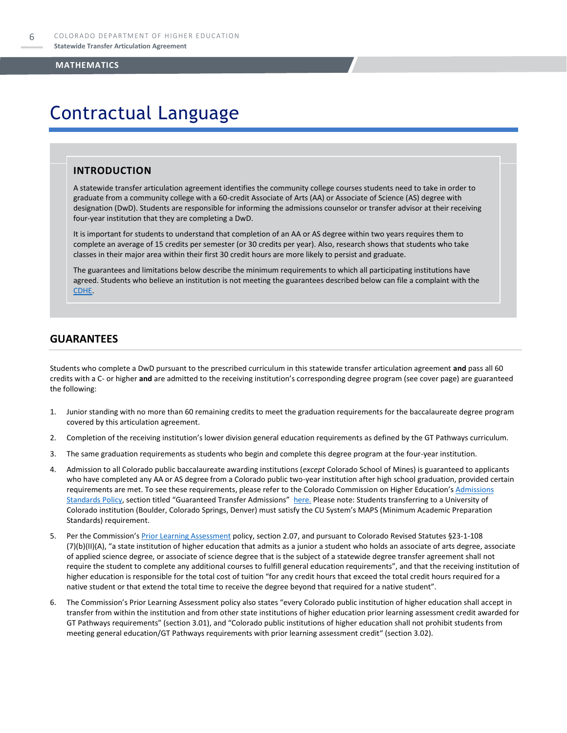# Contractual Language

## INTRODUCTION

A statewide transfer articulation agreement identifies the community college courses students need to take in order to graduate from a community college with a 60-credit Associate of Arts (AA) or Associate of Science (AS) degree with designation (DwD). Students are responsible for informing the admissions counselor or transfer advisor at their receiving four-year institution that they are completing a DwD.

It is important for students to understand that completion of an AA or AS degree within two years requires them to complete an average of 15 credits per semester (or 30 credits per year). Also, research shows that students who take classes in their major area within their first 30 credit hours are more likely to persist and graduate.

The guarantees and limitations below describe the minimum requirements to which all participating institutions have agreed. Students who believe an institution is not meeting the guarantees described below can file a complaint with the CDHE.

## GUARANTEES

Students who complete a DwD pursuant to the prescribed curriculum in this statewide transfer articulation agreement **and** pass all 60 credits with a C- or higher **and** are admitted to the receiving institution's corresponding degree program (see cover page) are guaranteed the following:

1. Junior standing with no more than 60 remaining credits to meet the graduation requirements for the baccalaureate degree program covered by this articulation agreement.
2. Completion of the receiving institution's lower division general education requirements as defined by the GT Pathways curriculum.
3. The same graduation requirements as students who begin and complete this degree program at the four-year institution.
4. Admission to all Colorado public baccalaureate awarding institutions (*except* Colorado School of Mines) is guaranteed to applicants who have completed any AA or AS degree from a Colorado public two-year institution after high school graduation, provided certain requirements are met. To see these requirements, please refer to the Colorado Commission on Higher Education's Admissions Standards Policy, section titled "Guaranteed Transfer Admissions" here. Please note: Students transferring to a University of Colorado institution (Boulder, Colorado Springs, Denver) must satisfy the CU System's MAPS (Minimum Academic Preparation Standards) requirement.
5. Per the Commission's Prior Learning Assessment policy, section 2.07, and pursuant to Colorado Revised Statutes §23-1-108 (7)(b)(II)(A), "a state institution of higher education that admits as a junior a student who holds an associate of arts degree, associate of applied science degree, or associate of science degree that is the subject of a statewide degree transfer agreement shall not require the student to complete any additional courses to fulfill general education requirements", and that the receiving institution of higher education is responsible for the total cost of tuition "for any credit hours that exceed the total credit hours required for a native student or that extend the total time to receive the degree beyond that required for a native student".
6. The Commission's Prior Learning Assessment policy also states "every Colorado public institution of higher education shall accept in transfer from within the institution and from other state institutions of higher education prior learning assessment credit awarded for GT Pathways requirements" (section 3.01), and "Colorado public institutions of higher education shall not prohibit students from meeting general education/GT Pathways requirements with prior learning assessment credit" (section 3.02).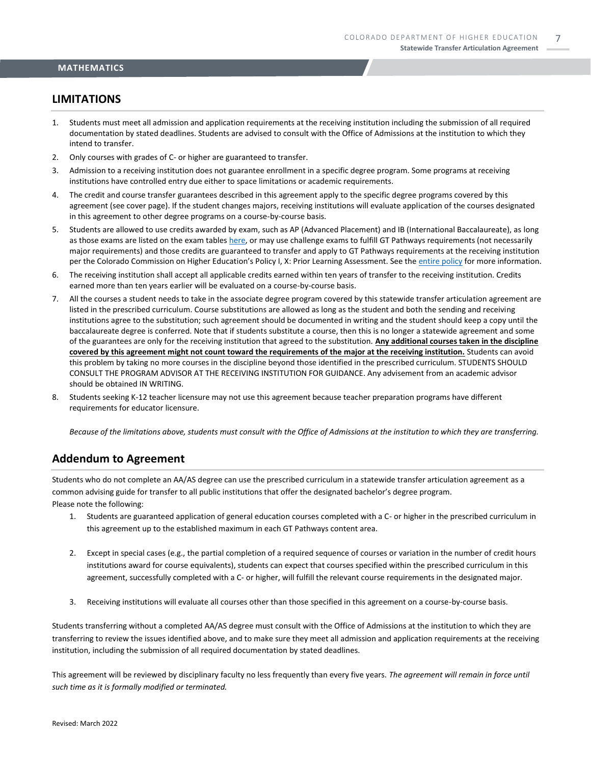## LIMITATIONS

1. Students must meet all admission and application requirements at the receiving institution including the submission of all required documentation by stated deadlines. Students are advised to consult with the Office of Admissions at the institution to which they intend to transfer.
2. Only courses with grades of C- or higher are guaranteed to transfer.
3. Admission to a receiving institution does not guarantee enrollment in a specific degree program. Some programs at receiving institutions have controlled entry due either to space limitations or academic requirements.
4. The credit and course transfer guarantees described in this agreement apply to the specific degree programs covered by this agreement (see cover page). If the student changes majors, receiving institutions will evaluate application of the courses designated in this agreement to other degree programs on a course-by-course basis.
5. Students are allowed to use credits awarded by exam, such as AP (Advanced Placement) and IB (International Baccalaureate), as long as those exams are listed on the exam tables here, or may use challenge exams to fulfill GT Pathways requirements (not necessarily major requirements) and those credits are guaranteed to transfer and apply to GT Pathways requirements at the receiving institution per the Colorado Commission on Higher Education's Policy I, X: Prior Learning Assessment. See the entire policy for more information.
6. The receiving institution shall accept all applicable credits earned within ten years of transfer to the receiving institution. Credits earned more than ten years earlier will be evaluated on a course-by-course basis.
7. All the courses a student needs to take in the associate degree program covered by this statewide transfer articulation agreement are listed in the prescribed curriculum. Course substitutions are allowed as long as the student and both the sending and receiving institutions agree to the substitution; such agreement should be documented in writing and the student should keep a copy until the baccalaureate degree is conferred. Note that if students substitute a course, then this is no longer a statewide agreement and some of the guarantees are only for the receiving institution that agreed to the substitution. **Any additional courses taken in the discipline covered by this agreement might not count toward the requirements of the major at the receiving institution.** Students can avoid this problem by taking no more courses in the discipline beyond those identified in the prescribed curriculum. STUDENTS SHOULD CONSULT THE PROGRAM ADVISOR AT THE RECEIVING INSTITUTION FOR GUIDANCE. Any advisement from an academic advisor should be obtained IN WRITING.
8. Students seeking K-12 teacher licensure may not use this agreement because teacher preparation programs have different requirements for educator licensure.

*Because of the limitations above, students must consult with the Office of Admissions at the institution to which they are transferring.*

## Addendum to Agreement

Students who do not complete an AA/AS degree can use the prescribed curriculum in a statewide transfer articulation agreement as a common advising guide for transfer to all public institutions that offer the designated bachelor's degree program.
Please note the following:

1. Students are guaranteed application of general education courses completed with a C- or higher in the prescribed curriculum in this agreement up to the established maximum in each GT Pathways content area.
2. Except in special cases (e.g., the partial completion of a required sequence of courses or variation in the number of credit hours institutions award for course equivalents), students can expect that courses specified within the prescribed curriculum in this agreement, successfully completed with a C- or higher, will fulfill the relevant course requirements in the designated major.
3. Receiving institutions will evaluate all courses other than those specified in this agreement on a course-by-course basis.

Students transferring without a completed AA/AS degree must consult with the Office of Admissions at the institution to which they are transferring to review the issues identified above, and to make sure they meet all admission and application requirements at the receiving institution, including the submission of all required documentation by stated deadlines.

This agreement will be reviewed by disciplinary faculty no less frequently than every five years. *The agreement will remain in force until such time as it is formally modified or terminated.*

Revised: March 2022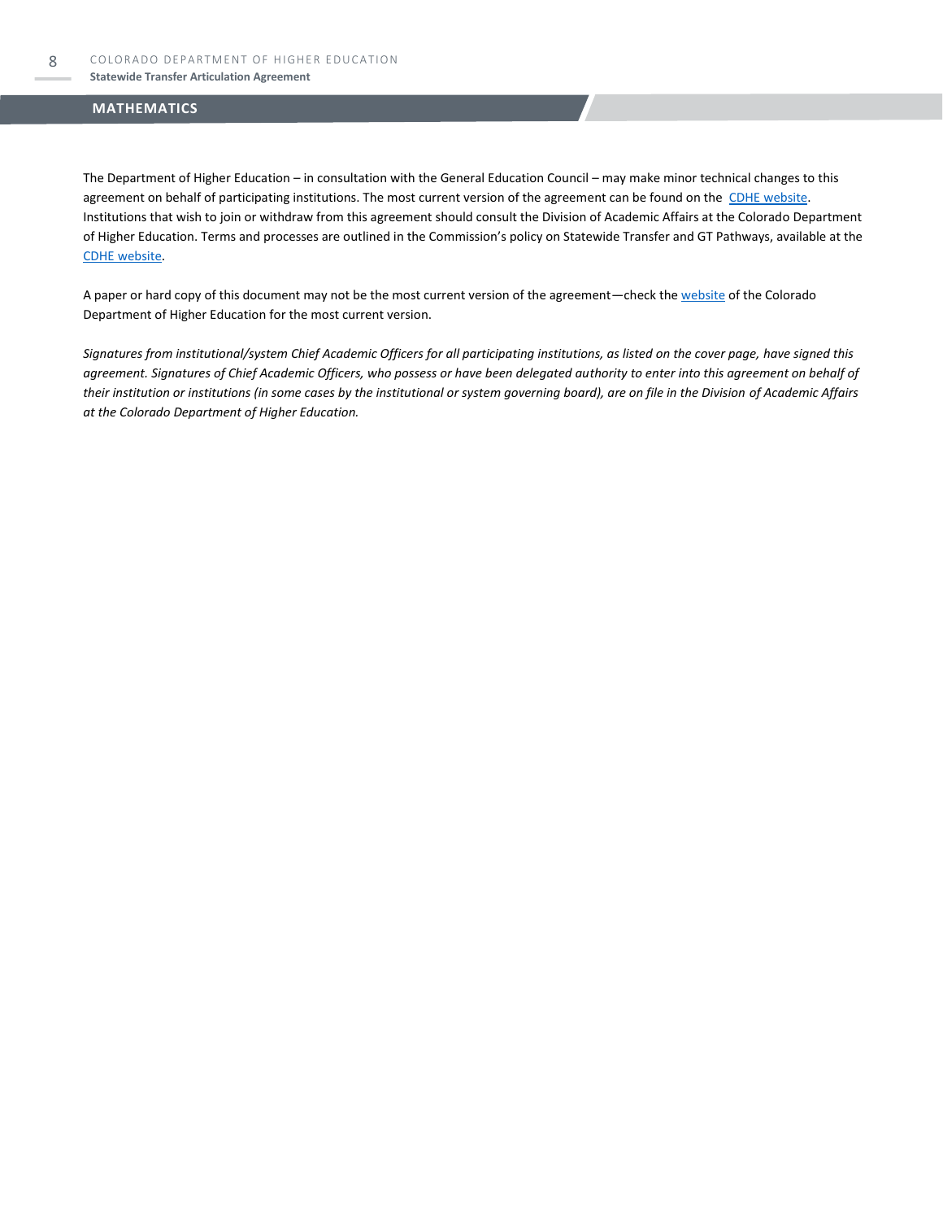## MATHEMATICS

The Department of Higher Education – in consultation with the General Education Council – may make minor technical changes to this agreement on behalf of participating institutions. The most current version of the agreement can be found on the CDHE website. Institutions that wish to join or withdraw from this agreement should consult the Division of Academic Affairs at the Colorado Department of Higher Education. Terms and processes are outlined in the Commission's policy on Statewide Transfer and GT Pathways, available at the CDHE website.

A paper or hard copy of this document may not be the most current version of the agreement—check the website of the Colorado Department of Higher Education for the most current version.

*Signatures from institutional/system Chief Academic Officers for all participating institutions, as listed on the cover page, have signed this agreement. Signatures of Chief Academic Officers, who possess or have been delegated authority to enter into this agreement on behalf of their institution or institutions (in some cases by the institutional or system governing board), are on file in the Division of Academic Affairs at the Colorado Department of Higher Education.*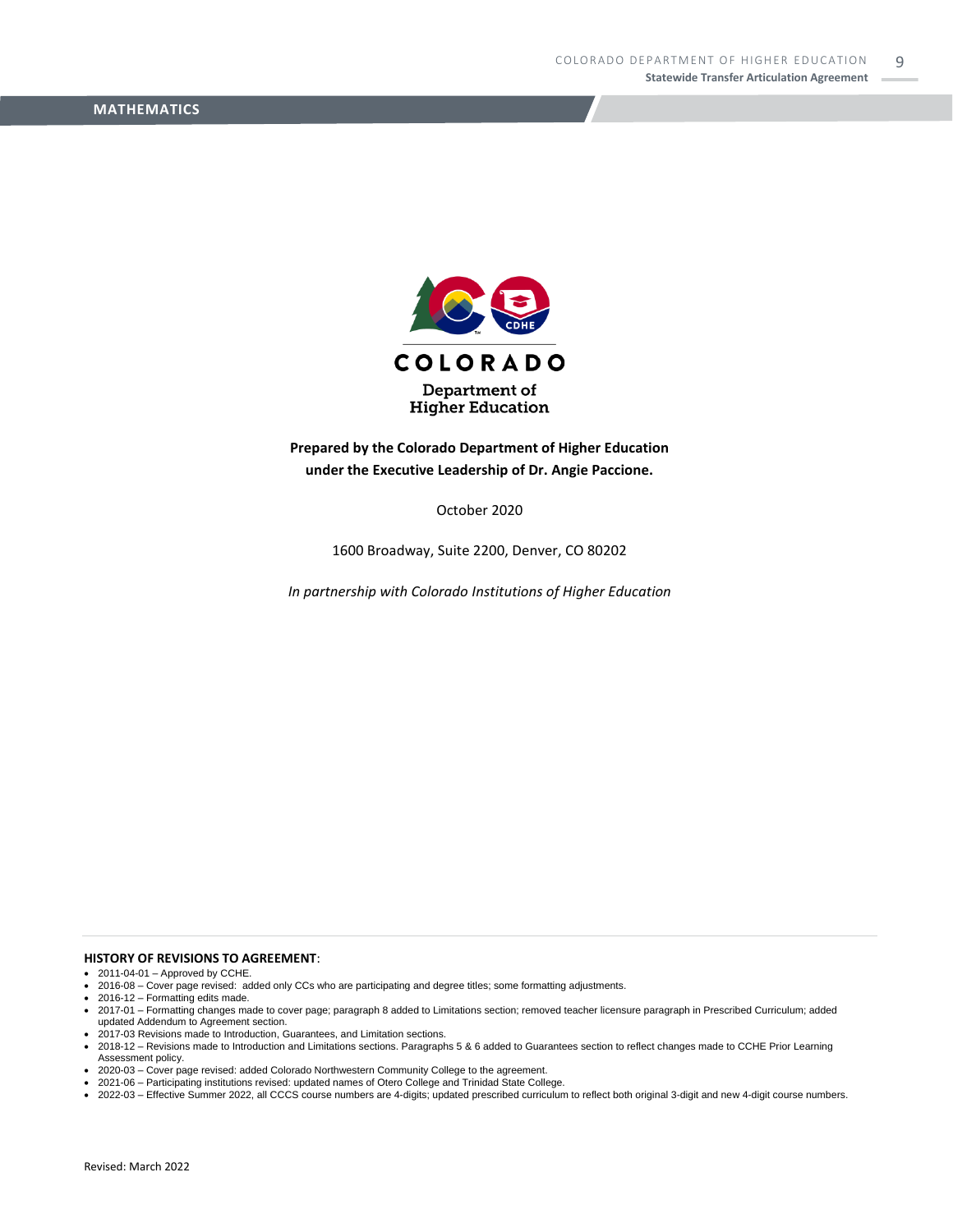COLORADO

Department of
Higher Education

**Prepared by the Colorado Department of Higher Education under the Executive Leadership of Dr. Angie Paccione.**

October 2020

1600 Broadway, Suite 2200, Denver, CO 80202

*In partnership with Colorado Institutions of Higher Education*

**HISTORY OF REVISIONS TO AGREEMENT**:

- 2011-04-01 – Approved by CCHE.
- 2016-08 – Cover page revised: added only CCs who are participating and degree titles; some formatting adjustments.
- 2016-12 – Formatting edits made.
- 2017-01 – Formatting changes made to cover page; paragraph 8 added to Limitations section; removed teacher licensure paragraph in Prescribed Curriculum; added updated Addendum to Agreement section.
- 2017-03 Revisions made to Introduction, Guarantees, and Limitation sections.
- 2018-12 – Revisions made to Introduction and Limitations sections. Paragraphs 5 & 6 added to Guarantees section to reflect changes made to CCHE Prior Learning Assessment policy.
- 2020-03 – Cover page revised: added Colorado Northwestern Community College to the agreement.
- 2021-06 – Participating institutions revised: updated names of Otero College and Trinidad State College.
- 2022-03 – Effective Summer 2022, all CCCS course numbers are 4-digits; updated prescribed curriculum to reflect both original 3-digit and new 4-digit course numbers.

Revised: March 2022